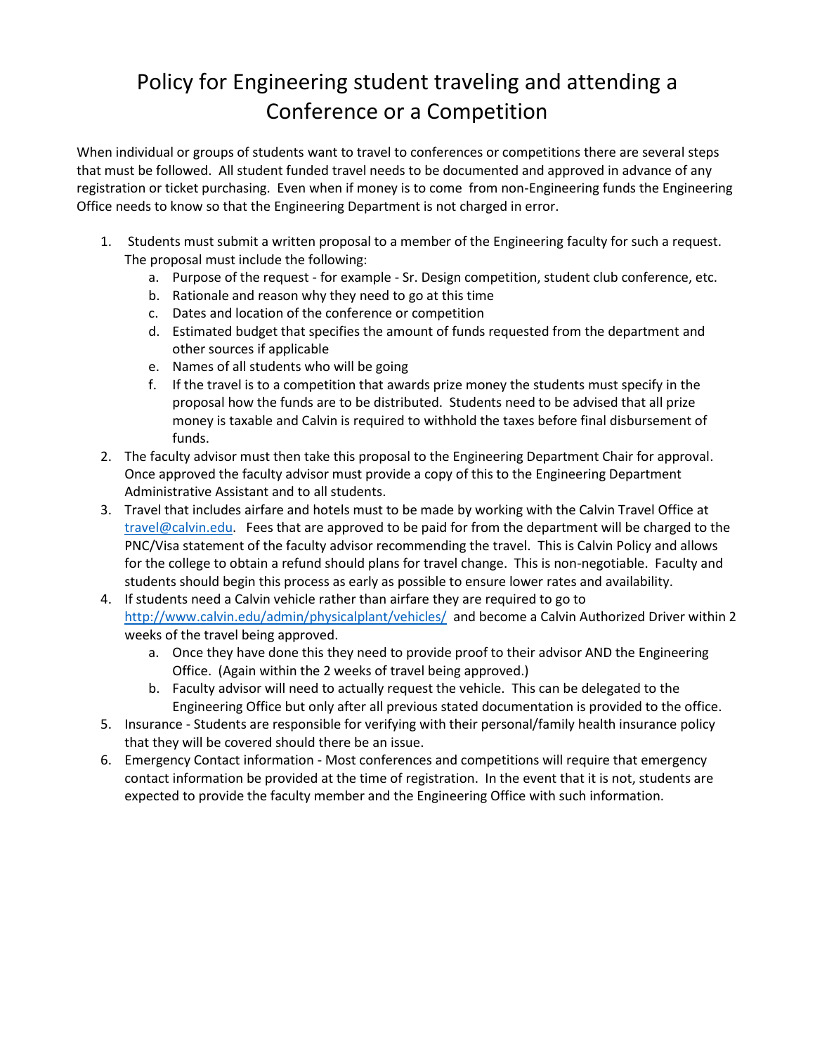# Policy for Engineering student traveling and attending a Conference or a Competition

When individual or groups of students want to travel to conferences or competitions there are several steps that must be followed. All student funded travel needs to be documented and approved in advance of any registration or ticket purchasing. Even when if money is to come from non-Engineering funds the Engineering Office needs to know so that the Engineering Department is not charged in error.

1. Students must submit a written proposal to a member of the Engineering faculty for such a request. The proposal must include the following:
   a. Purpose of the request - for example - Sr. Design competition, student club conference, etc.
   b. Rationale and reason why they need to go at this time
   c. Dates and location of the conference or competition
   d. Estimated budget that specifies the amount of funds requested from the department and other sources if applicable
   e. Names of all students who will be going
   f. If the travel is to a competition that awards prize money the students must specify in the proposal how the funds are to be distributed. Students need to be advised that all prize money is taxable and Calvin is required to withhold the taxes before final disbursement of funds.
2. The faculty advisor must then take this proposal to the Engineering Department Chair for approval. Once approved the faculty advisor must provide a copy of this to the Engineering Department Administrative Assistant and to all students.
3. Travel that includes airfare and hotels must to be made by working with the Calvin Travel Office at [travel@calvin.edu](mailto:travel@calvin.edu). Fees that are approved to be paid for from the department will be charged to the PNC/Visa statement of the faculty advisor recommending the travel. This is Calvin Policy and allows for the college to obtain a refund should plans for travel change. This is non-negotiable. Faculty and students should begin this process as early as possible to ensure lower rates and availability.
4. If students need a Calvin vehicle rather than airfare they are required to go to [http://www.calvin.edu/admin/physicalplant/vehicles/](http://www.calvin.edu/admin/physicalplant/vehicles/) and become a Calvin Authorized Driver within 2 weeks of the travel being approved.
   a. Once they have done this they need to provide proof to their advisor AND the Engineering Office. (Again within the 2 weeks of travel being approved.)
   b. Faculty advisor will need to actually request the vehicle. This can be delegated to the Engineering Office but only after all previous stated documentation is provided to the office.
5. Insurance - Students are responsible for verifying with their personal/family health insurance policy that they will be covered should there be an issue.
6. Emergency Contact information - Most conferences and competitions will require that emergency contact information be provided at the time of registration. In the event that it is not, students are expected to provide the faculty member and the Engineering Office with such information.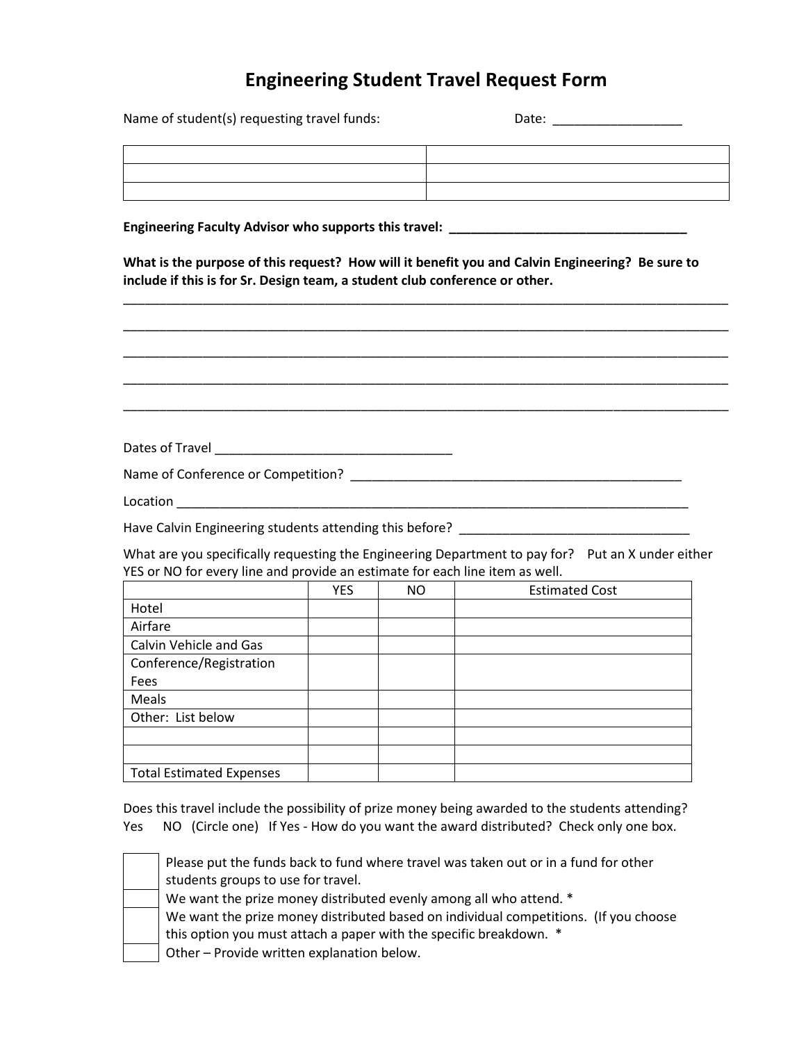# Engineering Student Travel Request Form

Name of student(s) requesting travel funds: Date: __________________

| | |
|---|---|
| | |
| | |
| | |

**Engineering Faculty Advisor who supports this travel: _________________________________**

**What is the purpose of this request? How will it benefit you and Calvin Engineering? Be sure to include if this is for Sr. Design team, a student club conference or other.**

_____________________________________________________________________________________

_____________________________________________________________________________________

_____________________________________________________________________________________

_____________________________________________________________________________________

_____________________________________________________________________________________

Dates of Travel _________________________________

Name of Conference or Competition? _______________________________________________

Location ___________________________________________________________________________

Have Calvin Engineering students attending this before? _________________________________

What are you specifically requesting the Engineering Department to pay for? Put an X under either YES or NO for every line and provide an estimate for each line item as well.

| | YES | NO | Estimated Cost |
|---|---|---|---|
| Hotel | | | |
| Airfare | | | |
| Calvin Vehicle and Gas | | | |
| Conference/Registration Fees | | | |
| Meals | | | |
| Other: List below | | | |
| | | | |
| | | | |
| Total Estimated Expenses | | | |

Does this travel include the possibility of prize money being awarded to the students attending? Yes NO (Circle one) If Yes - How do you want the award distributed? Check only one box.

| | |
|---|---|
| | Please put the funds back to fund where travel was taken out or in a fund for other students groups to use for travel. |
| | We want the prize money distributed evenly among all who attend. * |
| | We want the prize money distributed based on individual competitions. (If you choose this option you must attach a paper with the specific breakdown. * |
| | Other – Provide written explanation below. |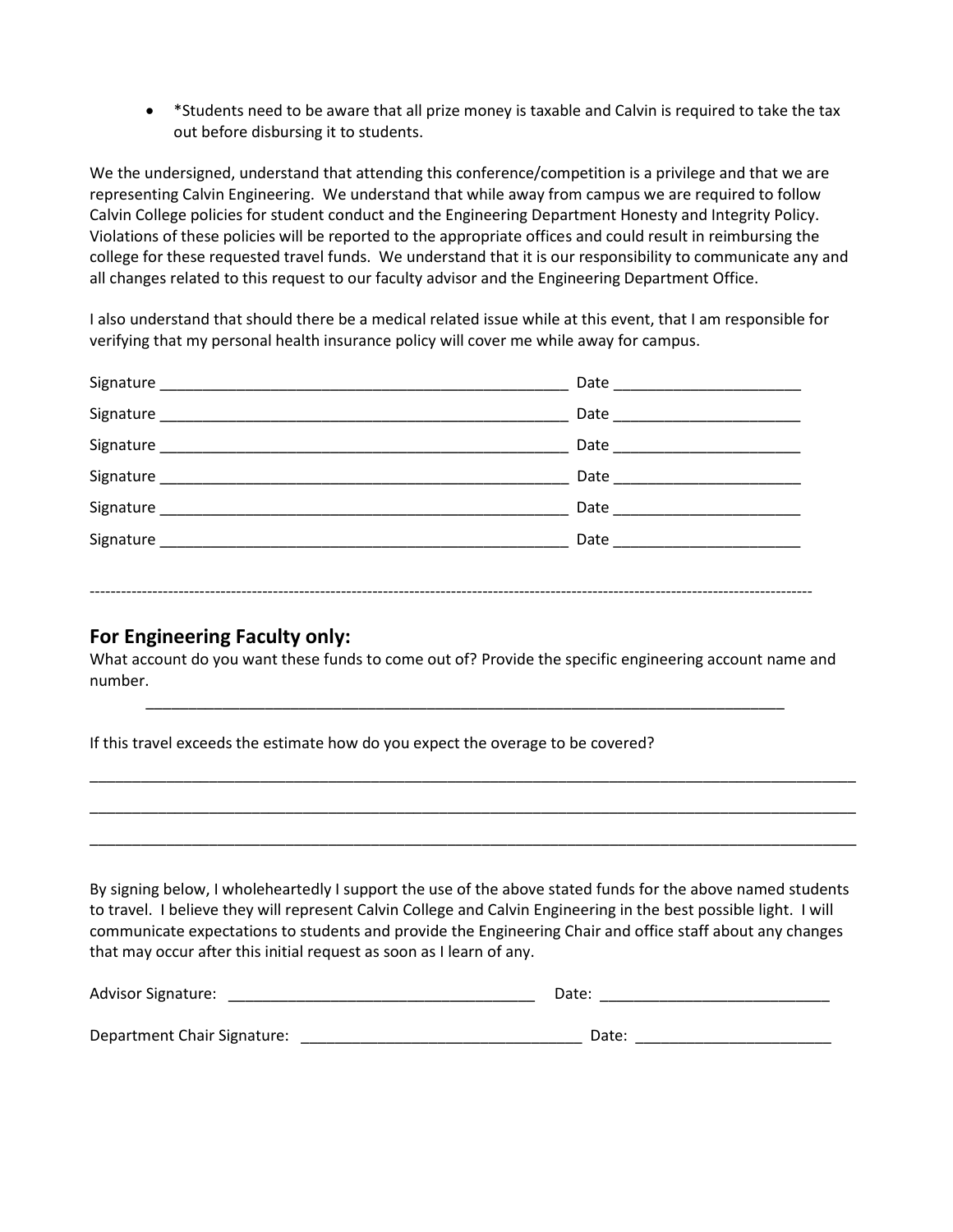- *Students need to be aware that all prize money is taxable and Calvin is required to take the tax out before disbursing it to students.

We the undersigned, understand that attending this conference/competition is a privilege and that we are representing Calvin Engineering. We understand that while away from campus we are required to follow Calvin College policies for student conduct and the Engineering Department Honesty and Integrity Policy. Violations of these policies will be reported to the appropriate offices and could result in reimbursing the college for these requested travel funds. We understand that it is our responsibility to communicate any and all changes related to this request to our faculty advisor and the Engineering Department Office.

I also understand that should there be a medical related issue while at this event, that I am responsible for verifying that my personal health insurance policy will cover me while away for campus.

Signature __________________________________________________ Date ______________________

Signature __________________________________________________ Date ______________________

Signature __________________________________________________ Date ______________________

Signature __________________________________________________ Date ______________________

Signature __________________________________________________ Date ______________________

Signature __________________________________________________ Date ______________________

---

## For Engineering Faculty only:

What account do you want these funds to come out of? Provide the specific engineering account name and number.

______________________________________________________________________________

If this travel exceeds the estimate how do you expect the overage to be covered?

________________________________________________________________________________________________

________________________________________________________________________________________________

________________________________________________________________________________________________

By signing below, I wholeheartedly I support the use of the above stated funds for the above named students to travel. I believe they will represent Calvin College and Calvin Engineering in the best possible light. I will communicate expectations to students and provide the Engineering Chair and office staff about any changes that may occur after this initial request as soon as I learn of any.

Advisor Signature: ____________________________________ Date: ___________________________

Department Chair Signature: _________________________________ Date: _______________________